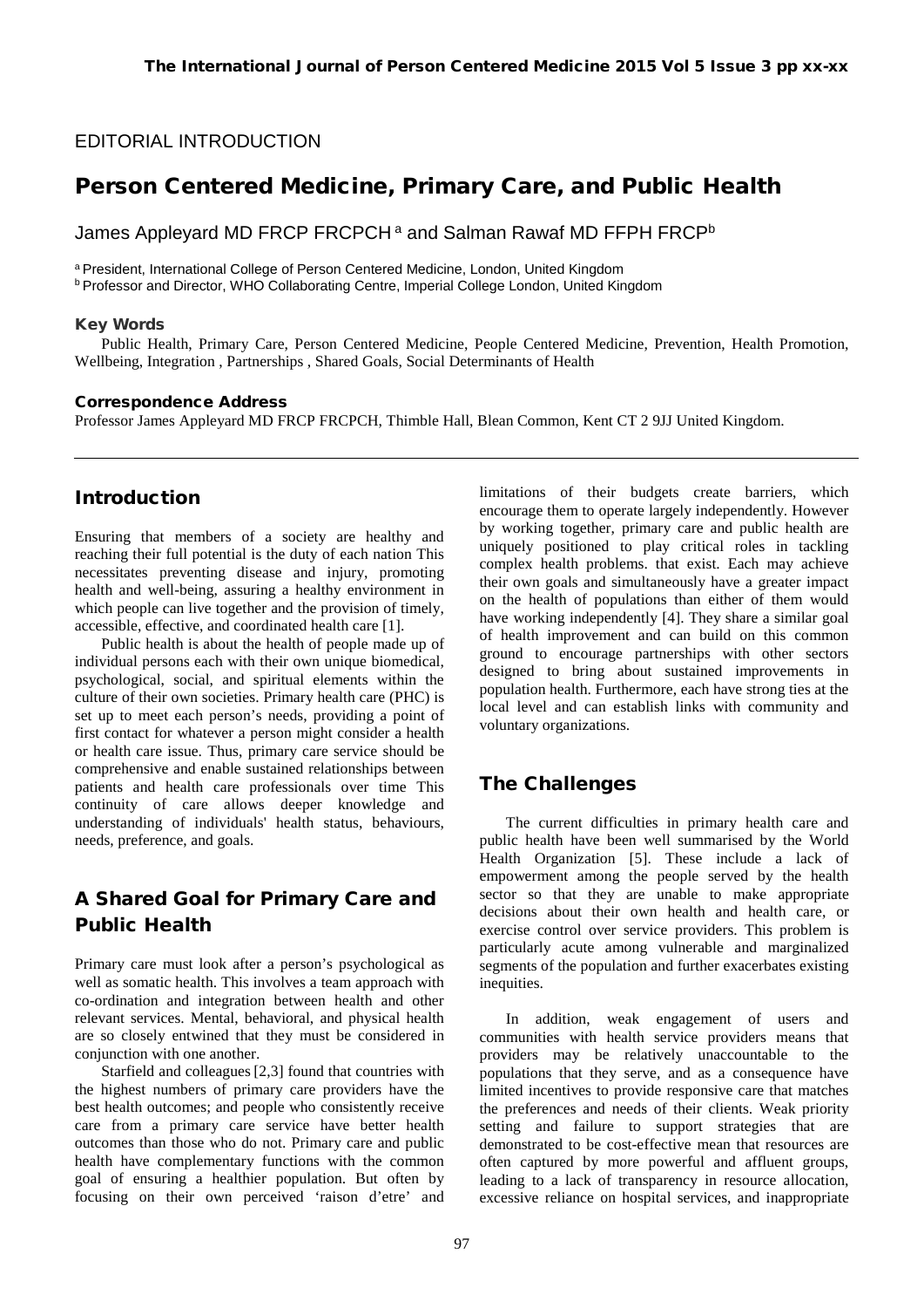EDITORIAL INTRODUCTION

# Person Centered Medicine, Primary Care, and Public Health

James Appleyard MD FRCP FRCPCH [a] and Salman Rawaf MD FFPH FRCP[b]

[a] President, International College of Person Centered Medicine, London, United Kingdom
[b] Professor and Director, WHO Collaborating Centre, Imperial College London, United Kingdom

### Key Words

Public Health, Primary Care, Person Centered Medicine, People Centered Medicine, Prevention, Health Promotion, Wellbeing, Integration , Partnerships , Shared Goals, Social Determinants of Health

### Correspondence Address

Professor James Appleyard MD FRCP FRCPCH, Thimble Hall, Blean Common, Kent CT 2 9JJ United Kingdom.

## Introduction

Ensuring that members of a society are healthy and reaching their full potential is the duty of each nation This necessitates preventing disease and injury, promoting health and well-being, assuring a healthy environment in which people can live together and the provision of timely, accessible, effective, and coordinated health care [1].

Public health is about the health of people made up of individual persons each with their own unique biomedical, psychological, social, and spiritual elements within the culture of their own societies. Primary health care (PHC) is set up to meet each person's needs, providing a point of first contact for whatever a person might consider a health or health care issue. Thus, primary care service should be comprehensive and enable sustained relationships between patients and health care professionals over time This continuity of care allows deeper knowledge and understanding of individuals' health status, behaviours, needs, preference, and goals.

## A Shared Goal for Primary Care and Public Health

Primary care must look after a person's psychological as well as somatic health. This involves a team approach with co-ordination and integration between health and other relevant services. Mental, behavioral, and physical health are so closely entwined that they must be considered in conjunction with one another.

Starfield and colleagues [2,3] found that countries with the highest numbers of primary care providers have the best health outcomes; and people who consistently receive care from a primary care service have better health outcomes than those who do not. Primary care and public health have complementary functions with the common goal of ensuring a healthier population. But often by focusing on their own perceived 'raison d'etre' and limitations of their budgets create barriers, which encourage them to operate largely independently. However by working together, primary care and public health are uniquely positioned to play critical roles in tackling complex health problems. that exist. Each may achieve their own goals and simultaneously have a greater impact on the health of populations than either of them would have working independently [4]. They share a similar goal of health improvement and can build on this common ground to encourage partnerships with other sectors designed to bring about sustained improvements in population health. Furthermore, each have strong ties at the local level and can establish links with community and voluntary organizations.

## The Challenges

The current difficulties in primary health care and public health have been well summarised by the World Health Organization [5]. These include a lack of empowerment among the people served by the health sector so that they are unable to make appropriate decisions about their own health and health care, or exercise control over service providers. This problem is particularly acute among vulnerable and marginalized segments of the population and further exacerbates existing inequities.

In addition, weak engagement of users and communities with health service providers means that providers may be relatively unaccountable to the populations that they serve, and as a consequence have limited incentives to provide responsive care that matches the preferences and needs of their clients. Weak priority setting and failure to support strategies that are demonstrated to be cost-effective mean that resources are often captured by more powerful and affluent groups, leading to a lack of transparency in resource allocation, excessive reliance on hospital services, and inappropriate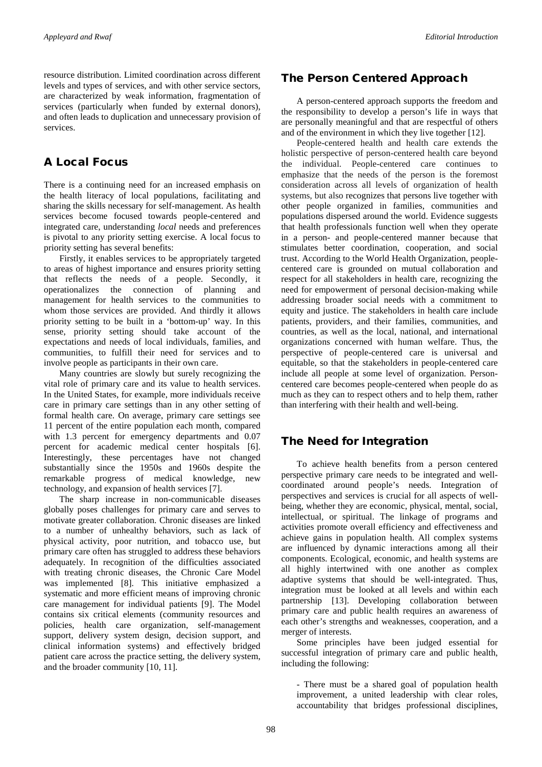resource distribution. Limited coordination across different levels and types of services, and with other service sectors, are characterized by weak information, fragmentation of services (particularly when funded by external donors), and often leads to duplication and unnecessary provision of services.

## A Local Focus

There is a continuing need for an increased emphasis on the health literacy of local populations, facilitating and sharing the skills necessary for self-management. As health services become focused towards people-centered and integrated care, understanding *local* needs and preferences is pivotal to any priority setting exercise. A local focus to priority setting has several benefits:

Firstly, it enables services to be appropriately targeted to areas of highest importance and ensures priority setting that reflects the needs of a people. Secondly, it operationalizes the connection of planning and management for health services to the communities to whom those services are provided. And thirdly it allows priority setting to be built in a 'bottom-up' way. In this sense, priority setting should take account of the expectations and needs of local individuals, families, and communities, to fulfill their need for services and to involve people as participants in their own care.

Many countries are slowly but surely recognizing the vital role of primary care and its value to health services. In the United States, for example, more individuals receive care in primary care settings than in any other setting of formal health care. On average, primary care settings see 11 percent of the entire population each month, compared with 1.3 percent for emergency departments and 0.07 percent for academic medical center hospitals [6]. Interestingly, these percentages have not changed substantially since the 1950s and 1960s despite the remarkable progress of medical knowledge, new technology, and expansion of health services [7].

The sharp increase in non-communicable diseases globally poses challenges for primary care and serves to motivate greater collaboration. Chronic diseases are linked to a number of unhealthy behaviors, such as lack of physical activity, poor nutrition, and tobacco use, but primary care often has struggled to address these behaviors adequately. In recognition of the difficulties associated with treating chronic diseases, the Chronic Care Model was implemented [8]. This initiative emphasized a systematic and more efficient means of improving chronic care management for individual patients [9]. The Model contains six critical elements (community resources and policies, health care organization, self-management support, delivery system design, decision support, and clinical information systems) and effectively bridged patient care across the practice setting, the delivery system, and the broader community [10, 11].

## The Person Centered Approach

A person-centered approach supports the freedom and the responsibility to develop a person's life in ways that are personally meaningful and that are respectful of others and of the environment in which they live together [12].

People-centered health and health care extends the holistic perspective of person-centered health care beyond the individual. People-centered care continues to emphasize that the needs of the person is the foremost consideration across all levels of organization of health systems, but also recognizes that persons live together with other people organized in families, communities and populations dispersed around the world. Evidence suggests that health professionals function well when they operate in a person- and people-centered manner because that stimulates better coordination, cooperation, and social trust. According to the World Health Organization, people-centered care is grounded on mutual collaboration and respect for all stakeholders in health care, recognizing the need for empowerment of personal decision-making while addressing broader social needs with a commitment to equity and justice. The stakeholders in health care include patients, providers, and their families, communities, and countries, as well as the local, national, and international organizations concerned with human welfare. Thus, the perspective of people-centered care is universal and equitable, so that the stakeholders in people-centered care include all people at some level of organization. Person-centered care becomes people-centered when people do as much as they can to respect others and to help them, rather than interfering with their health and well-being.

## The Need for Integration

To achieve health benefits from a person centered perspective primary care needs to be integrated and well-coordinated around people's needs. Integration of perspectives and services is crucial for all aspects of well-being, whether they are economic, physical, mental, social, intellectual, or spiritual. The linkage of programs and activities promote overall efficiency and effectiveness and achieve gains in population health. All complex systems are influenced by dynamic interactions among all their components. Ecological, economic, and health systems are all highly intertwined with one another as complex adaptive systems that should be well-integrated. Thus, integration must be looked at all levels and within each partnership [13]. Developing collaboration between primary care and public health requires an awareness of each other's strengths and weaknesses, cooperation, and a merger of interests.

Some principles have been judged essential for successful integration of primary care and public health, including the following:

- There must be a shared goal of population health improvement, a united leadership with clear roles, accountability that bridges professional disciplines,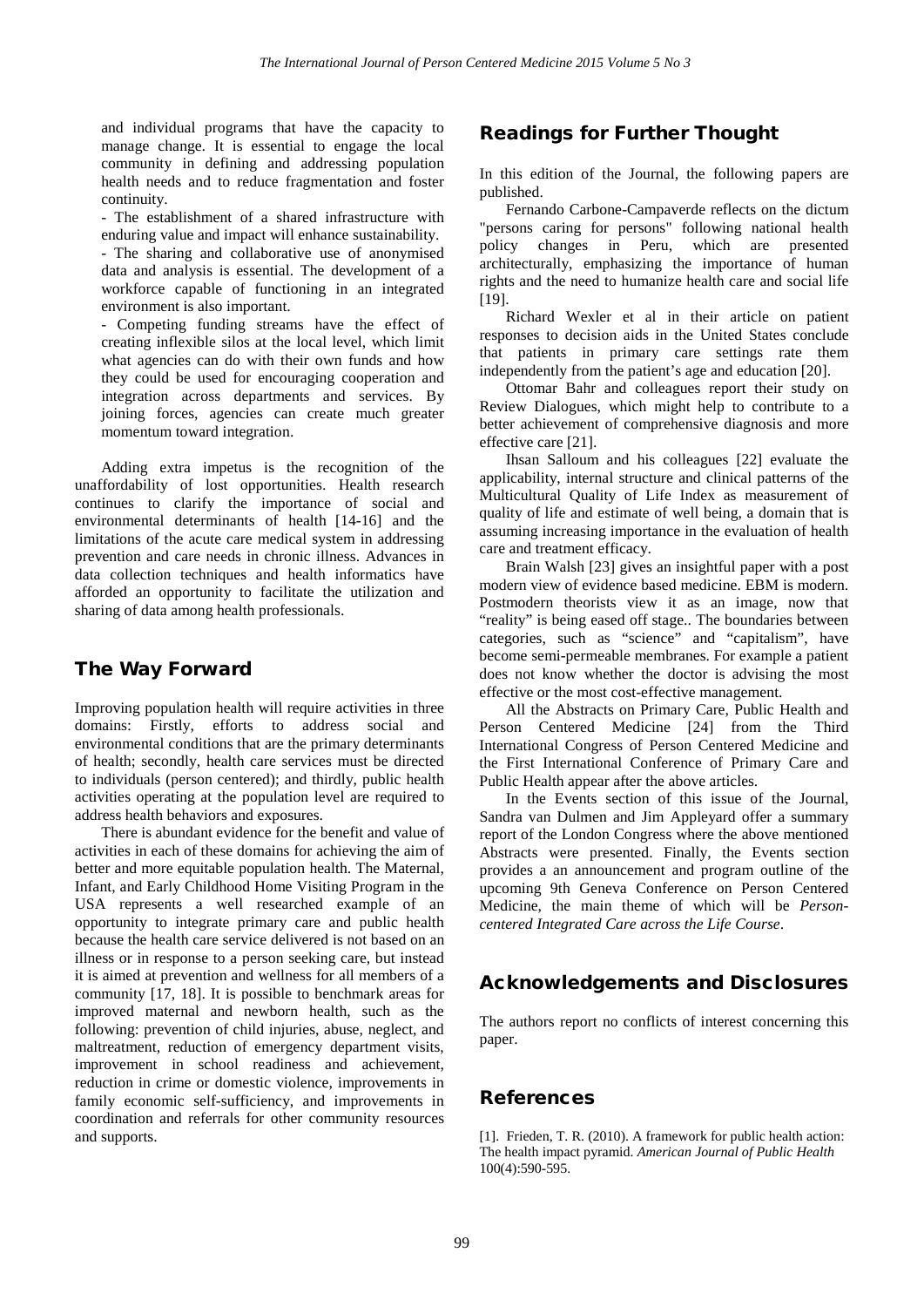and individual programs that have the capacity to manage change. It is essential to engage the local community in defining and addressing population health needs and to reduce fragmentation and foster continuity.

- The establishment of a shared infrastructure with enduring value and impact will enhance sustainability.
- The sharing and collaborative use of anonymised data and analysis is essential. The development of a workforce capable of functioning in an integrated environment is also important.
- Competing funding streams have the effect of creating inflexible silos at the local level, which limit what agencies can do with their own funds and how they could be used for encouraging cooperation and integration across departments and services. By joining forces, agencies can create much greater momentum toward integration.

Adding extra impetus is the recognition of the unaffordability of lost opportunities. Health research continues to clarify the importance of social and environmental determinants of health [14-16] and the limitations of the acute care medical system in addressing prevention and care needs in chronic illness. Advances in data collection techniques and health informatics have afforded an opportunity to facilitate the utilization and sharing of data among health professionals.

## The Way Forward

Improving population health will require activities in three domains: Firstly, efforts to address social and environmental conditions that are the primary determinants of health; secondly, health care services must be directed to individuals (person centered); and thirdly, public health activities operating at the population level are required to address health behaviors and exposures.

There is abundant evidence for the benefit and value of activities in each of these domains for achieving the aim of better and more equitable population health. The Maternal, Infant, and Early Childhood Home Visiting Program in the USA represents a well researched example of an opportunity to integrate primary care and public health because the health care service delivered is not based on an illness or in response to a person seeking care, but instead it is aimed at prevention and wellness for all members of a community [17, 18]. It is possible to benchmark areas for improved maternal and newborn health, such as the following: prevention of child injuries, abuse, neglect, and maltreatment, reduction of emergency department visits, improvement in school readiness and achievement, reduction in crime or domestic violence, improvements in family economic self-sufficiency, and improvements in coordination and referrals for other community resources and supports.

## Readings for Further Thought

In this edition of the Journal, the following papers are published.

Fernando Carbone-Campaverde reflects on the dictum "persons caring for persons" following national health policy changes in Peru, which are presented architecturally, emphasizing the importance of human rights and the need to humanize health care and social life [19].

Richard Wexler et al in their article on patient responses to decision aids in the United States conclude that patients in primary care settings rate them independently from the patient's age and education [20].

Ottomar Bahr and colleagues report their study on Review Dialogues, which might help to contribute to a better achievement of comprehensive diagnosis and more effective care [21].

Ihsan Salloum and his colleagues [22] evaluate the applicability, internal structure and clinical patterns of the Multicultural Quality of Life Index as measurement of quality of life and estimate of well being, a domain that is assuming increasing importance in the evaluation of health care and treatment efficacy.

Brain Walsh [23] gives an insightful paper with a post modern view of evidence based medicine. EBM is modern. Postmodern theorists view it as an image, now that "reality" is being eased off stage.. The boundaries between categories, such as "science" and "capitalism", have become semi-permeable membranes. For example a patient does not know whether the doctor is advising the most effective or the most cost-effective management.

All the Abstracts on Primary Care, Public Health and Person Centered Medicine [24] from the Third International Congress of Person Centered Medicine and the First International Conference of Primary Care and Public Health appear after the above articles.

In the Events section of this issue of the Journal, Sandra van Dulmen and Jim Appleyard offer a summary report of the London Congress where the above mentioned Abstracts were presented. Finally, the Events section provides a an announcement and program outline of the upcoming 9th Geneva Conference on Person Centered Medicine, the main theme of which will be *Person-centered Integrated Care across the Life Course*.

## Acknowledgements and Disclosures

The authors report no conflicts of interest concerning this paper.

## References

[1]. Frieden, T. R. (2010). A framework for public health action: The health impact pyramid. *American Journal of Public Health* 100(4):590-595.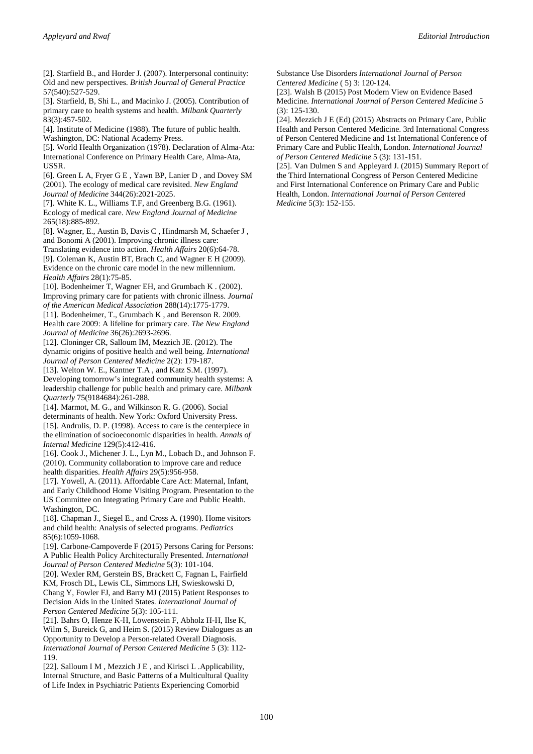[2]. Starfield B., and Horder J. (2007). Interpersonal continuity: Old and new perspectives. *British Journal of General Practice* 57(540):527-529.

[3]. Starfield, B, Shi L., and Macinko J. (2005). Contribution of primary care to health systems and health. *Milbank Quarterly* 83(3):457-502.

[4]. Institute of Medicine (1988). The future of public health. Washington, DC: National Academy Press.

[5]. World Health Organization (1978). Declaration of Alma-Ata: International Conference on Primary Health Care, Alma-Ata, USSR.

[6]. Green L A, Fryer G E , Yawn BP, Lanier D , and Dovey SM (2001). The ecology of medical care revisited. *New England Journal of Medicine* 344(26):2021-2025.

[7]. White K. L., Williams T.F, and Greenberg B.G. (1961). Ecology of medical care. *New England Journal of Medicine* 265(18):885-892.

[8]. Wagner, E., Austin B, Davis C , Hindmarsh M, Schaefer J , and Bonomi A (2001). Improving chronic illness care: Translating evidence into action. *Health Affairs* 20(6):64-78.

[9]. Coleman K, Austin BT, Brach C, and Wagner E H (2009). Evidence on the chronic care model in the new millennium. *Health Affairs* 28(1):75-85.

[10]. Bodenheimer T, Wagner EH, and Grumbach K . (2002). Improving primary care for patients with chronic illness. *Journal of the American Medical Association* 288(14):1775-1779.

[11]. Bodenheimer, T., Grumbach K , and Berenson R. 2009. Health care 2009: A lifeline for primary care. *The New England Journal of Medicine* 36(26):2693-2696.

[12]. Cloninger CR, Salloum IM, Mezzich JE. (2012). The dynamic origins of positive health and well being. *International Journal of Person Centered Medicine* 2(2): 179-187.

[13]. Welton W. E., Kantner T.A , and Katz S.M. (1997). Developing tomorrow's integrated community health systems: A leadership challenge for public health and primary care. *Milbank Quarterly* 75(9184684):261-288.

[14]. Marmot, M. G., and Wilkinson R. G. (2006). Social determinants of health. New York: Oxford University Press.

[15]. Andrulis, D. P. (1998). Access to care is the centerpiece in the elimination of socioeconomic disparities in health. *Annals of Internal Medicine* 129(5):412-416.

[16]. Cook J., Michener J. L., Lyn M., Lobach D., and Johnson F. (2010). Community collaboration to improve care and reduce health disparities. *Health Affairs* 29(5):956-958.

[17]. Yowell, A. (2011). Affordable Care Act: Maternal, Infant, and Early Childhood Home Visiting Program. Presentation to the US Committee on Integrating Primary Care and Public Health. Washington, DC.

[18]. Chapman J., Siegel E., and Cross A. (1990). Home visitors and child health: Analysis of selected programs. *Pediatrics* 85(6):1059-1068.

[19]. Carbone-Campoverde F (2015) Persons Caring for Persons: A Public Health Policy Architecturally Presented. *International Journal of Person Centered Medicine* 5(3): 101-104.

[20]. Wexler RM, Gerstein BS, Brackett C, Fagnan L, Fairfield KM, Frosch DL, Lewis CL, Simmons LH, Swieskowski D, Chang Y, Fowler FJ, and Barry MJ (2015) Patient Responses to Decision Aids in the United States. *International Journal of Person Centered Medicine* 5(3): 105-111.

[21]. Bahrs O, Henze K-H, Löwenstein F, Abholz H-H, Ilse K, Wilm S, Bureick G, and Heim S. (2015) Review Dialogues as an Opportunity to Develop a Person-related Overall Diagnosis. *International Journal of Person Centered Medicine* 5 (3): 112-119.

[22]. Salloum I M , Mezzich J E , and Kirisci L .Applicability, Internal Structure, and Basic Patterns of a Multicultural Quality of Life Index in Psychiatric Patients Experiencing Comorbid Substance Use Disorders *International Journal of Person Centered Medicine* ( 5) 3: 120-124.

[23]. Walsh B (2015) Post Modern View on Evidence Based Medicine. *International Journal of Person Centered Medicine* 5 (3): 125-130.

[24]. Mezzich J E (Ed) (2015) Abstracts on Primary Care, Public Health and Person Centered Medicine. 3rd International Congress of Person Centered Medicine and 1st International Conference of Primary Care and Public Health, London. *International Journal of Person Centered Medicine* 5 (3): 131-151.

[25]. Van Dulmen S and Appleyard J. (2015) Summary Report of the Third International Congress of Person Centered Medicine and First International Conference on Primary Care and Public Health, London. *International Journal of Person Centered Medicine* 5(3): 152-155.